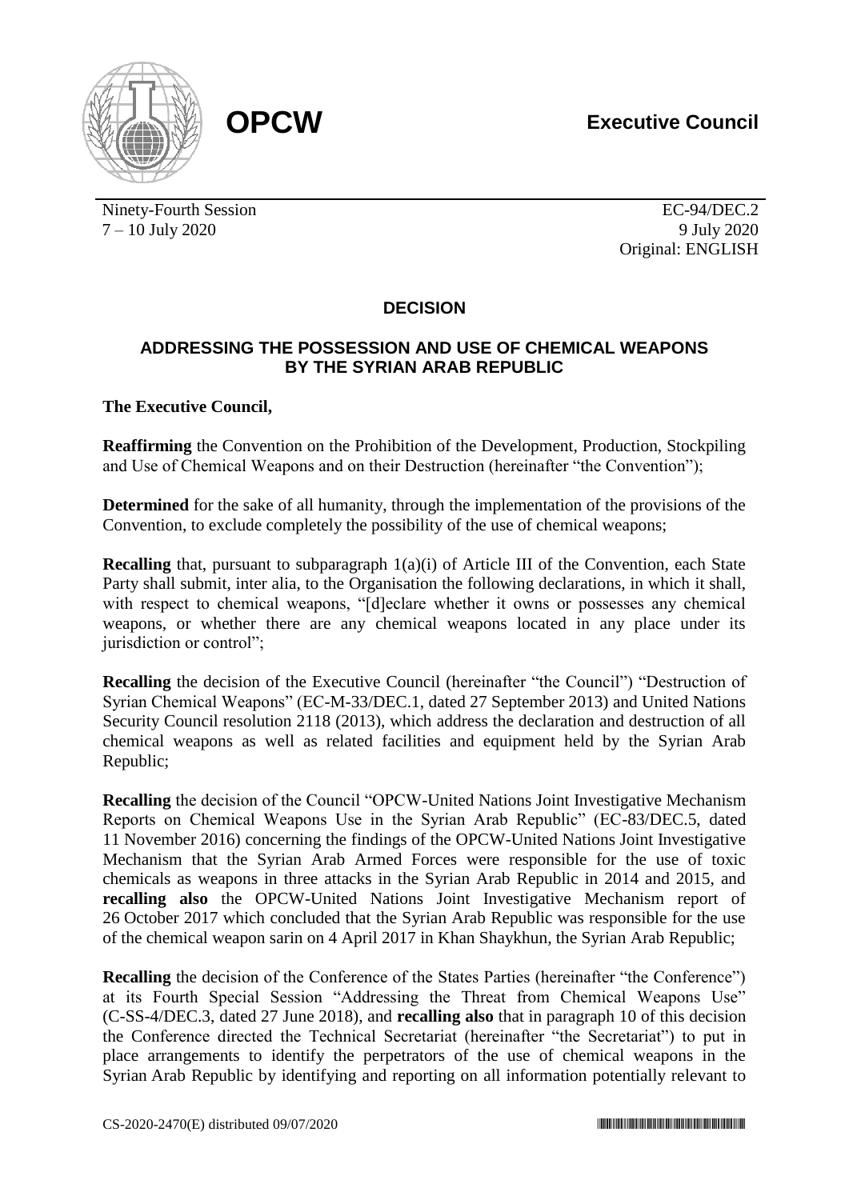**OPCW**

**Executive Council**

Ninety-Fourth Session
7 – 10 July 2020

EC-94/DEC.2
9 July 2020
Original: ENGLISH

## DECISION

## ADDRESSING THE POSSESSION AND USE OF CHEMICAL WEAPONS BY THE SYRIAN ARAB REPUBLIC

**The Executive Council,**

**Reaffirming** the Convention on the Prohibition of the Development, Production, Stockpiling and Use of Chemical Weapons and on their Destruction (hereinafter "the Convention");

**Determined** for the sake of all humanity, through the implementation of the provisions of the Convention, to exclude completely the possibility of the use of chemical weapons;

**Recalling** that, pursuant to subparagraph 1(a)(i) of Article III of the Convention, each State Party shall submit, inter alia, to the Organisation the following declarations, in which it shall, with respect to chemical weapons, "[d]eclare whether it owns or possesses any chemical weapons, or whether there are any chemical weapons located in any place under its jurisdiction or control";

**Recalling** the decision of the Executive Council (hereinafter "the Council") "Destruction of Syrian Chemical Weapons" (EC-M-33/DEC.1, dated 27 September 2013) and United Nations Security Council resolution 2118 (2013), which address the declaration and destruction of all chemical weapons as well as related facilities and equipment held by the Syrian Arab Republic;

**Recalling** the decision of the Council "OPCW-United Nations Joint Investigative Mechanism Reports on Chemical Weapons Use in the Syrian Arab Republic" (EC-83/DEC.5, dated 11 November 2016) concerning the findings of the OPCW-United Nations Joint Investigative Mechanism that the Syrian Arab Armed Forces were responsible for the use of toxic chemicals as weapons in three attacks in the Syrian Arab Republic in 2014 and 2015, and **recalling also** the OPCW-United Nations Joint Investigative Mechanism report of 26 October 2017 which concluded that the Syrian Arab Republic was responsible for the use of the chemical weapon sarin on 4 April 2017 in Khan Shaykhun, the Syrian Arab Republic;

**Recalling** the decision of the Conference of the States Parties (hereinafter "the Conference") at its Fourth Special Session "Addressing the Threat from Chemical Weapons Use" (C-SS-4/DEC.3, dated 27 June 2018), and **recalling also** that in paragraph 10 of this decision the Conference directed the Technical Secretariat (hereinafter "the Secretariat") to put in place arrangements to identify the perpetrators of the use of chemical weapons in the Syrian Arab Republic by identifying and reporting on all information potentially relevant to

CS-2020-2470(E) distributed 09/07/2020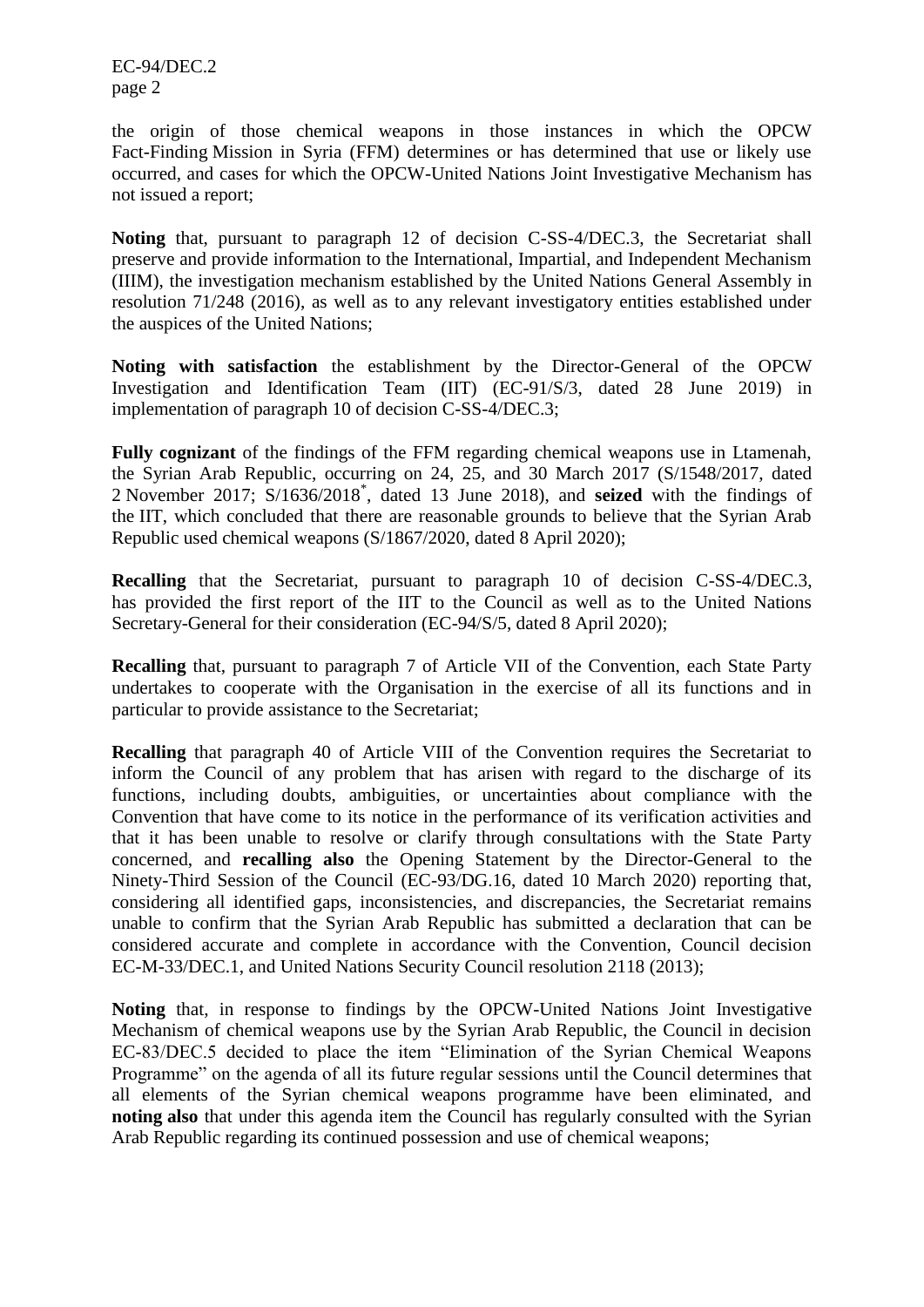the origin of those chemical weapons in those instances in which the OPCW Fact-Finding Mission in Syria (FFM) determines or has determined that use or likely use occurred, and cases for which the OPCW-United Nations Joint Investigative Mechanism has not issued a report;

**Noting** that, pursuant to paragraph 12 of decision C-SS-4/DEC.3, the Secretariat shall preserve and provide information to the International, Impartial, and Independent Mechanism (IIIM), the investigation mechanism established by the United Nations General Assembly in resolution 71/248 (2016), as well as to any relevant investigatory entities established under the auspices of the United Nations;

**Noting with satisfaction** the establishment by the Director-General of the OPCW Investigation and Identification Team (IIT) (EC-91/S/3, dated 28 June 2019) in implementation of paragraph 10 of decision C-SS-4/DEC.3;

**Fully cognizant** of the findings of the FFM regarding chemical weapons use in Ltamenah, the Syrian Arab Republic, occurring on 24, 25, and 30 March 2017 (S/1548/2017, dated 2 November 2017; S/1636/2018*, dated 13 June 2018), and **seized** with the findings of the IIT, which concluded that there are reasonable grounds to believe that the Syrian Arab Republic used chemical weapons (S/1867/2020, dated 8 April 2020);

**Recalling** that the Secretariat, pursuant to paragraph 10 of decision C-SS-4/DEC.3, has provided the first report of the IIT to the Council as well as to the United Nations Secretary-General for their consideration (EC-94/S/5, dated 8 April 2020);

**Recalling** that, pursuant to paragraph 7 of Article VII of the Convention, each State Party undertakes to cooperate with the Organisation in the exercise of all its functions and in particular to provide assistance to the Secretariat;

**Recalling** that paragraph 40 of Article VIII of the Convention requires the Secretariat to inform the Council of any problem that has arisen with regard to the discharge of its functions, including doubts, ambiguities, or uncertainties about compliance with the Convention that have come to its notice in the performance of its verification activities and that it has been unable to resolve or clarify through consultations with the State Party concerned, and **recalling also** the Opening Statement by the Director-General to the Ninety-Third Session of the Council (EC-93/DG.16, dated 10 March 2020) reporting that, considering all identified gaps, inconsistencies, and discrepancies, the Secretariat remains unable to confirm that the Syrian Arab Republic has submitted a declaration that can be considered accurate and complete in accordance with the Convention, Council decision EC-M-33/DEC.1, and United Nations Security Council resolution 2118 (2013);

**Noting** that, in response to findings by the OPCW-United Nations Joint Investigative Mechanism of chemical weapons use by the Syrian Arab Republic, the Council in decision EC-83/DEC.5 decided to place the item "Elimination of the Syrian Chemical Weapons Programme" on the agenda of all its future regular sessions until the Council determines that all elements of the Syrian chemical weapons programme have been eliminated, and **noting also** that under this agenda item the Council has regularly consulted with the Syrian Arab Republic regarding its continued possession and use of chemical weapons;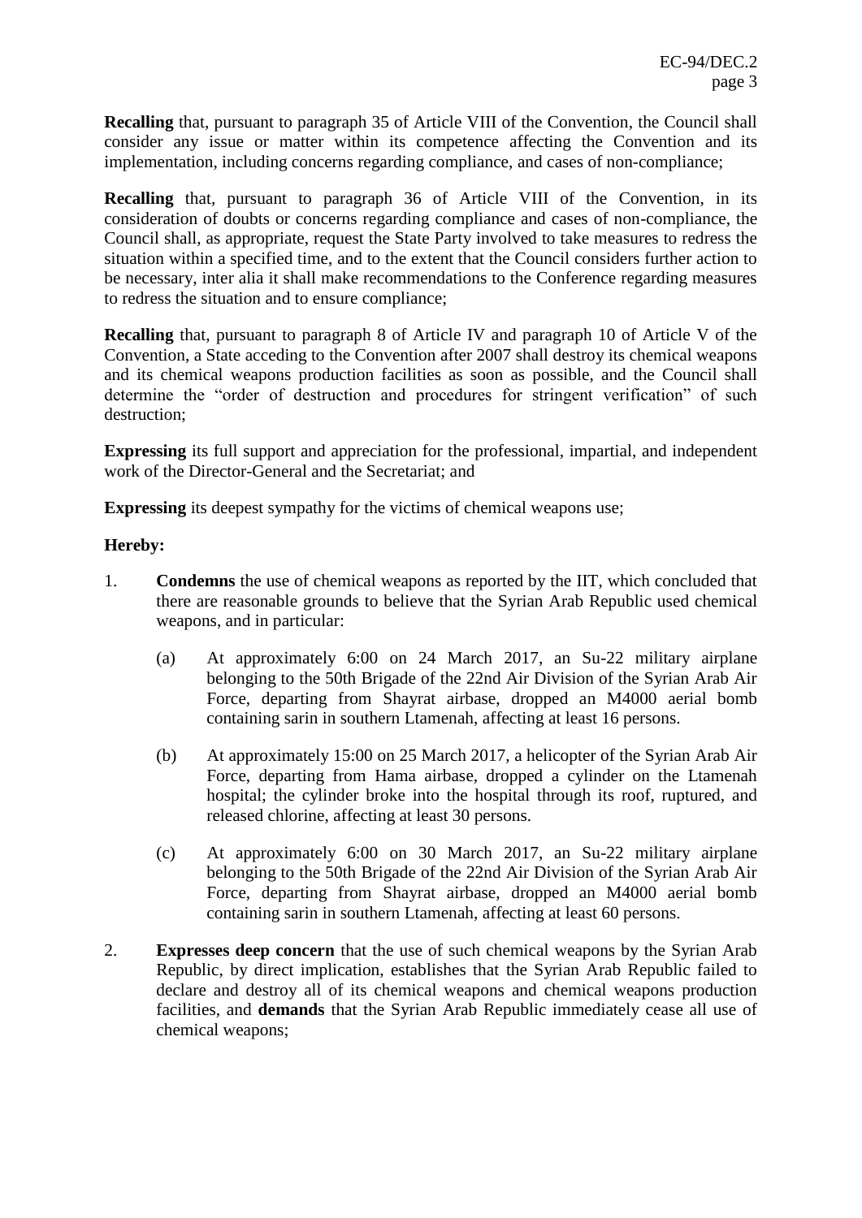**Recalling** that, pursuant to paragraph 35 of Article VIII of the Convention, the Council shall consider any issue or matter within its competence affecting the Convention and its implementation, including concerns regarding compliance, and cases of non-compliance;

**Recalling** that, pursuant to paragraph 36 of Article VIII of the Convention, in its consideration of doubts or concerns regarding compliance and cases of non-compliance, the Council shall, as appropriate, request the State Party involved to take measures to redress the situation within a specified time, and to the extent that the Council considers further action to be necessary, inter alia it shall make recommendations to the Conference regarding measures to redress the situation and to ensure compliance;

**Recalling** that, pursuant to paragraph 8 of Article IV and paragraph 10 of Article V of the Convention, a State acceding to the Convention after 2007 shall destroy its chemical weapons and its chemical weapons production facilities as soon as possible, and the Council shall determine the "order of destruction and procedures for stringent verification" of such destruction;

**Expressing** its full support and appreciation for the professional, impartial, and independent work of the Director-General and the Secretariat; and

**Expressing** its deepest sympathy for the victims of chemical weapons use;

**Hereby:**

1. **Condemns** the use of chemical weapons as reported by the IIT, which concluded that there are reasonable grounds to believe that the Syrian Arab Republic used chemical weapons, and in particular:

    (a) At approximately 6:00 on 24 March 2017, an Su-22 military airplane belonging to the 50th Brigade of the 22nd Air Division of the Syrian Arab Air Force, departing from Shayrat airbase, dropped an M4000 aerial bomb containing sarin in southern Ltamenah, affecting at least 16 persons.

    (b) At approximately 15:00 on 25 March 2017, a helicopter of the Syrian Arab Air Force, departing from Hama airbase, dropped a cylinder on the Ltamenah hospital; the cylinder broke into the hospital through its roof, ruptured, and released chlorine, affecting at least 30 persons.

    (c) At approximately 6:00 on 30 March 2017, an Su-22 military airplane belonging to the 50th Brigade of the 22nd Air Division of the Syrian Arab Air Force, departing from Shayrat airbase, dropped an M4000 aerial bomb containing sarin in southern Ltamenah, affecting at least 60 persons.

2. **Expresses deep concern** that the use of such chemical weapons by the Syrian Arab Republic, by direct implication, establishes that the Syrian Arab Republic failed to declare and destroy all of its chemical weapons and chemical weapons production facilities, and **demands** that the Syrian Arab Republic immediately cease all use of chemical weapons;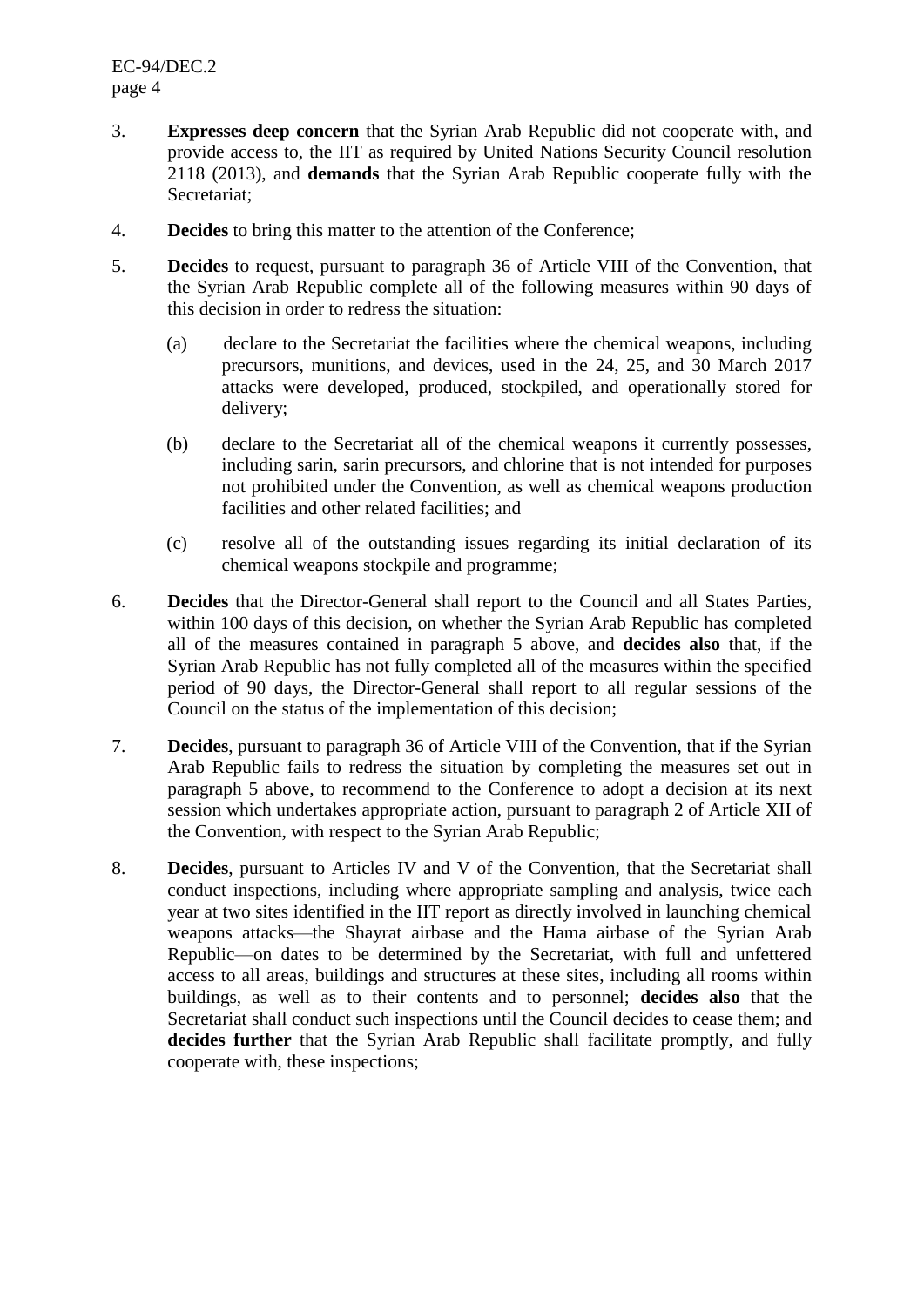3. **Expresses deep concern** that the Syrian Arab Republic did not cooperate with, and provide access to, the IIT as required by United Nations Security Council resolution 2118 (2013), and **demands** that the Syrian Arab Republic cooperate fully with the Secretariat;

4. **Decides** to bring this matter to the attention of the Conference;

5. **Decides** to request, pursuant to paragraph 36 of Article VIII of the Convention, that the Syrian Arab Republic complete all of the following measures within 90 days of this decision in order to redress the situation:

   (a) declare to the Secretariat the facilities where the chemical weapons, including precursors, munitions, and devices, used in the 24, 25, and 30 March 2017 attacks were developed, produced, stockpiled, and operationally stored for delivery;

   (b) declare to the Secretariat all of the chemical weapons it currently possesses, including sarin, sarin precursors, and chlorine that is not intended for purposes not prohibited under the Convention, as well as chemical weapons production facilities and other related facilities; and

   (c) resolve all of the outstanding issues regarding its initial declaration of its chemical weapons stockpile and programme;

6. **Decides** that the Director-General shall report to the Council and all States Parties, within 100 days of this decision, on whether the Syrian Arab Republic has completed all of the measures contained in paragraph 5 above, and **decides also** that, if the Syrian Arab Republic has not fully completed all of the measures within the specified period of 90 days, the Director-General shall report to all regular sessions of the Council on the status of the implementation of this decision;

7. **Decides**, pursuant to paragraph 36 of Article VIII of the Convention, that if the Syrian Arab Republic fails to redress the situation by completing the measures set out in paragraph 5 above, to recommend to the Conference to adopt a decision at its next session which undertakes appropriate action, pursuant to paragraph 2 of Article XII of the Convention, with respect to the Syrian Arab Republic;

8. **Decides**, pursuant to Articles IV and V of the Convention, that the Secretariat shall conduct inspections, including where appropriate sampling and analysis, twice each year at two sites identified in the IIT report as directly involved in launching chemical weapons attacks—the Shayrat airbase and the Hama airbase of the Syrian Arab Republic—on dates to be determined by the Secretariat, with full and unfettered access to all areas, buildings and structures at these sites, including all rooms within buildings, as well as to their contents and to personnel; **decides also** that the Secretariat shall conduct such inspections until the Council decides to cease them; and **decides further** that the Syrian Arab Republic shall facilitate promptly, and fully cooperate with, these inspections;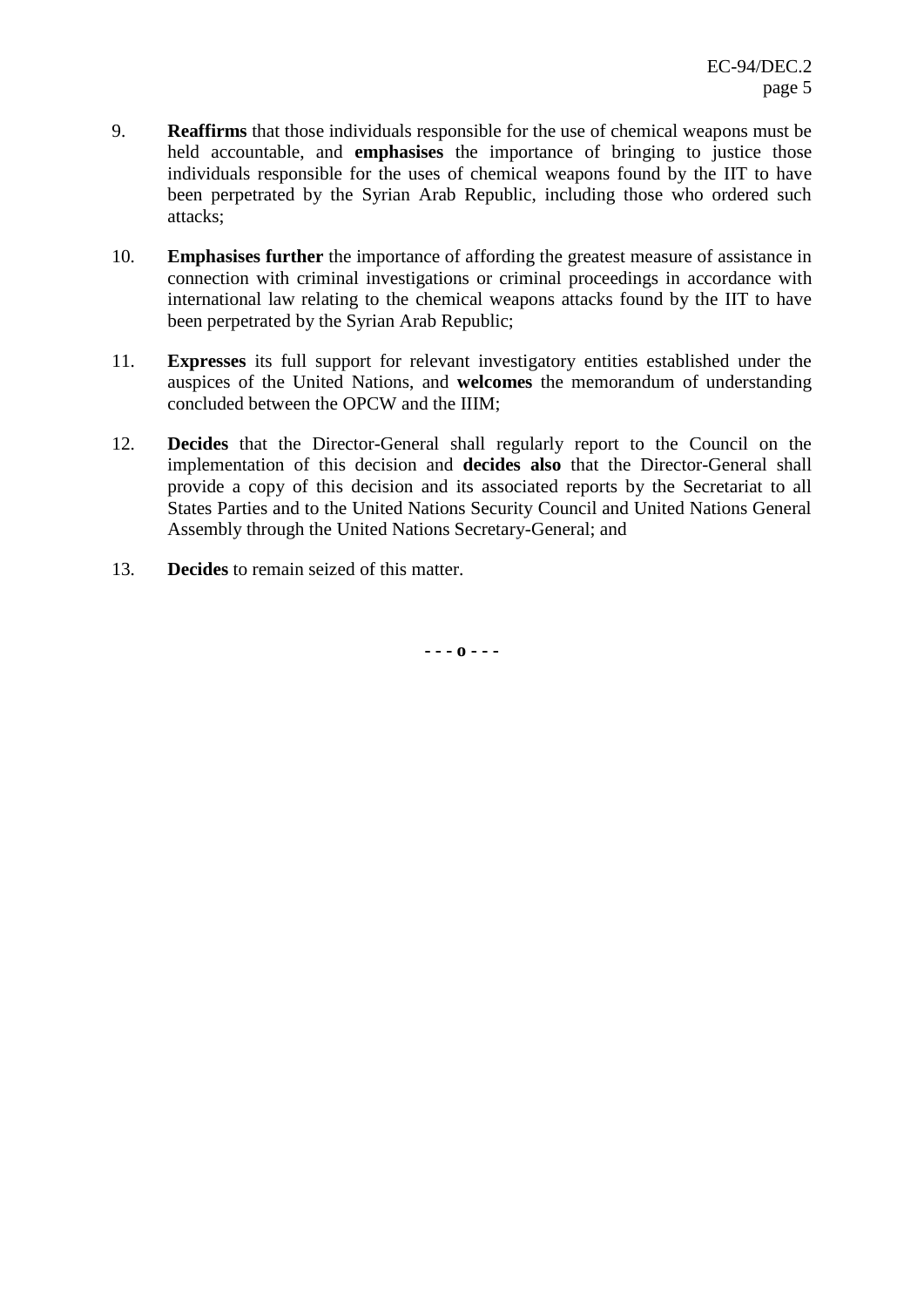9. **Reaffirms** that those individuals responsible for the use of chemical weapons must be held accountable, and **emphasises** the importance of bringing to justice those individuals responsible for the uses of chemical weapons found by the IIT to have been perpetrated by the Syrian Arab Republic, including those who ordered such attacks;

10. **Emphasises further** the importance of affording the greatest measure of assistance in connection with criminal investigations or criminal proceedings in accordance with international law relating to the chemical weapons attacks found by the IIT to have been perpetrated by the Syrian Arab Republic;

11. **Expresses** its full support for relevant investigatory entities established under the auspices of the United Nations, and **welcomes** the memorandum of understanding concluded between the OPCW and the IIIM;

12. **Decides** that the Director-General shall regularly report to the Council on the implementation of this decision and **decides also** that the Director-General shall provide a copy of this decision and its associated reports by the Secretariat to all States Parties and to the United Nations Security Council and United Nations General Assembly through the United Nations Secretary-General; and

13. **Decides** to remain seized of this matter.

**- - - o - - -**